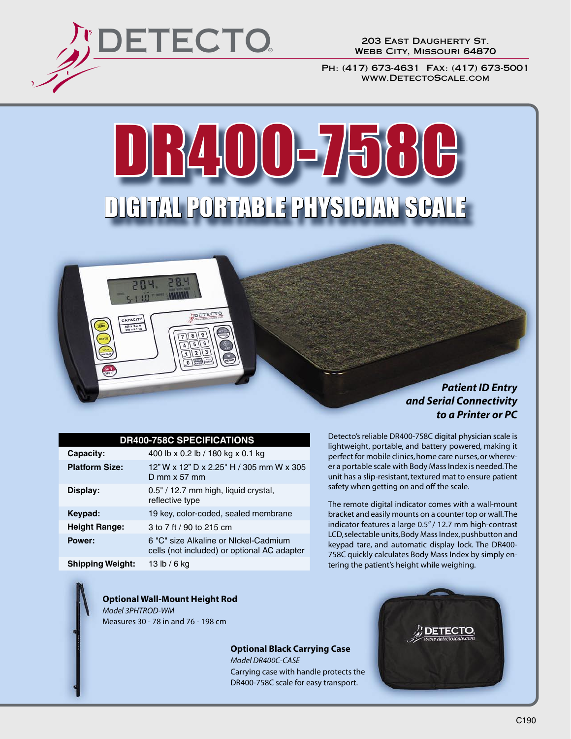# DETECTO

203 East Daugherty St.
Webb City, Missouri 64870

Ph: (417) 673-4631 Fax: (417) 673-5001
www.DetectoScale.com

# DR400-758C

## DIGITAL PORTABLE PHYSICIAN SCALE

***Patient ID Entry and Serial Connectivity to a Printer or PC***

| DR400-758C SPECIFICATIONS | |
|---|---|
| **Capacity:** | 400 lb x 0.2 lb / 180 kg x 0.1 kg |
| **Platform Size:** | 12" W x 12" D x 2.25" H / 305 mm W x 305 D mm x 57 mm |
| **Display:** | 0.5" / 12.7 mm high, liquid crystal, reflective type |
| **Keypad:** | 19 key, color-coded, sealed membrane |
| **Height Range:** | 3 to 7 ft / 90 to 215 cm |
| **Power:** | 6 "C" size Alkaline or NIckel-Cadmium cells (not included) or optional AC adapter |
| **Shipping Weight:** | 13 lb / 6 kg |

Detecto's reliable DR400-758C digital physician scale is lightweight, portable, and battery powered, making it perfect for mobile clinics, home care nurses, or wherever a portable scale with Body Mass Index is needed. The unit has a slip-resistant, textured mat to ensure patient safety when getting on and off the scale.

The remote digital indicator comes with a wall-mount bracket and easily mounts on a counter top or wall. The indicator features a large 0.5" / 12.7 mm high-contrast LCD, selectable units, Body Mass Index, pushbutton and keypad tare, and automatic display lock. The DR400-758C quickly calculates Body Mass Index by simply entering the patient's height while weighing.

**Optional Wall-Mount Height Rod**
*Model 3PHTROD-WM*
Measures 30 - 78 in and 76 - 198 cm

**Optional Black Carrying Case**
*Model DR400C-CASE*
Carrying case with handle protects the DR400-758C scale for easy transport.

C190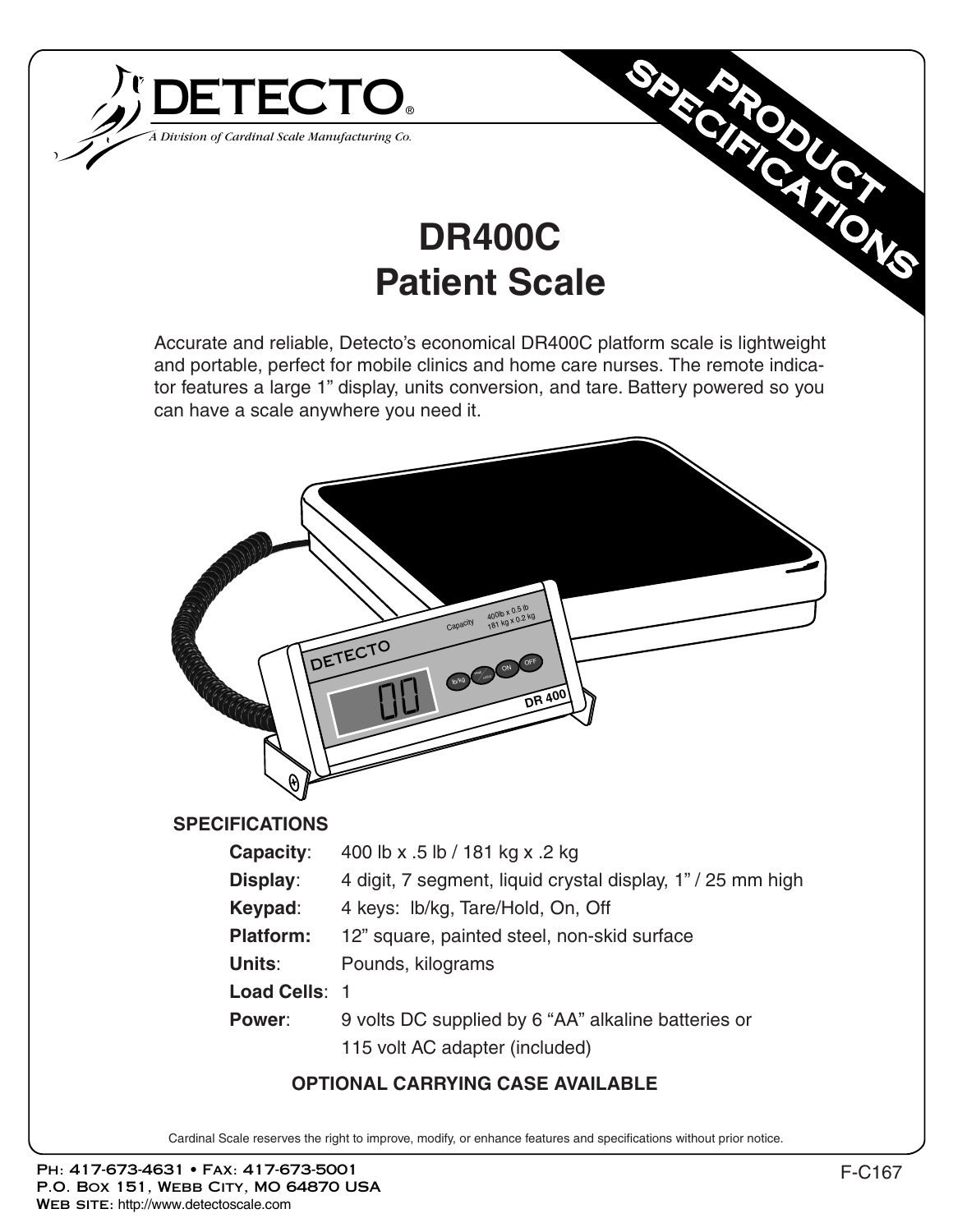DETECTO®

*A Division of Cardinal Scale Manufacturing Co.*

PRODUCT SPECIFICATIONS

# DR400C
# Patient Scale

Accurate and reliable, Detecto's economical DR400C platform scale is lightweight and portable, perfect for mobile clinics and home care nurses. The remote indicator features a large 1" display, units conversion, and tare. Battery powered so you can have a scale anywhere you need it.

## SPECIFICATIONS

**Capacity**: 400 lb x .5 lb / 181 kg x .2 kg

**Display**: 4 digit, 7 segment, liquid crystal display, 1" / 25 mm high

**Keypad**: 4 keys: lb/kg, Tare/Hold, On, Off

**Platform:** 12" square, painted steel, non-skid surface

**Units**: Pounds, kilograms

**Load Cells**: 1

**Power**: 9 volts DC supplied by 6 "AA" alkaline batteries or 115 volt AC adapter (included)

**OPTIONAL CARRYING CASE AVAILABLE**

Cardinal Scale reserves the right to improve, modify, or enhance features and specifications without prior notice.

Ph: 417-673-4631 • Fax: 417-673-5001
P.O. Box 151, Webb City, MO 64870 USA
Web site: http://www.detectoscale.com

F-C167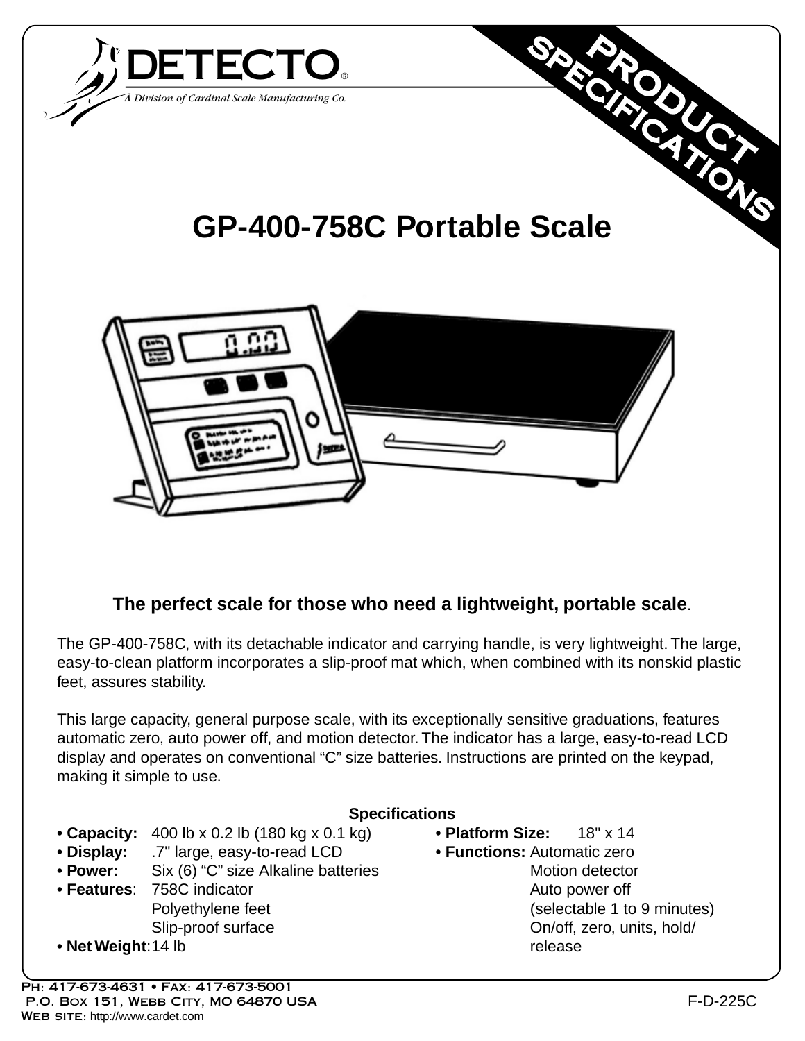DETECTO®

*A Division of Cardinal Scale Manufacturing Co.*

PRODUCT SPECIFICATIONS

# GP-400-758C Portable Scale

**The perfect scale for those who need a lightweight, portable scale**.

The GP-400-758C, with its detachable indicator and carrying handle, is very lightweight. The large, easy-to-clean platform incorporates a slip-proof mat which, when combined with its nonskid plastic feet, assures stability.

This large capacity, general purpose scale, with its exceptionally sensitive graduations, features automatic zero, auto power off, and motion detector. The indicator has a large, easy-to-read LCD display and operates on conventional "C" size batteries. Instructions are printed on the keypad, making it simple to use.

## Specifications

- **Capacity:** 400 lb x 0.2 lb (180 kg x 0.1 kg)
- **Display:** .7" large, easy-to-read LCD
- **Power:** Six (6) "C" size Alkaline batteries
- **Features**: 758C indicator
  Polyethylene feet
  Slip-proof surface
- **Net Weight**: 14 lb
- **Platform Size:** 18" x 14
- **Functions:** Automatic zero
  Motion detector
  Auto power off
  (selectable 1 to 9 minutes)
  On/off, zero, units, hold/
  release

PH: 417-673-4631 • FAX: 417-673-5001
P.O. BOX 151, WEBB CITY, MO 64870 USA
WEB SITE: http://www.cardet.com

F-D-225C